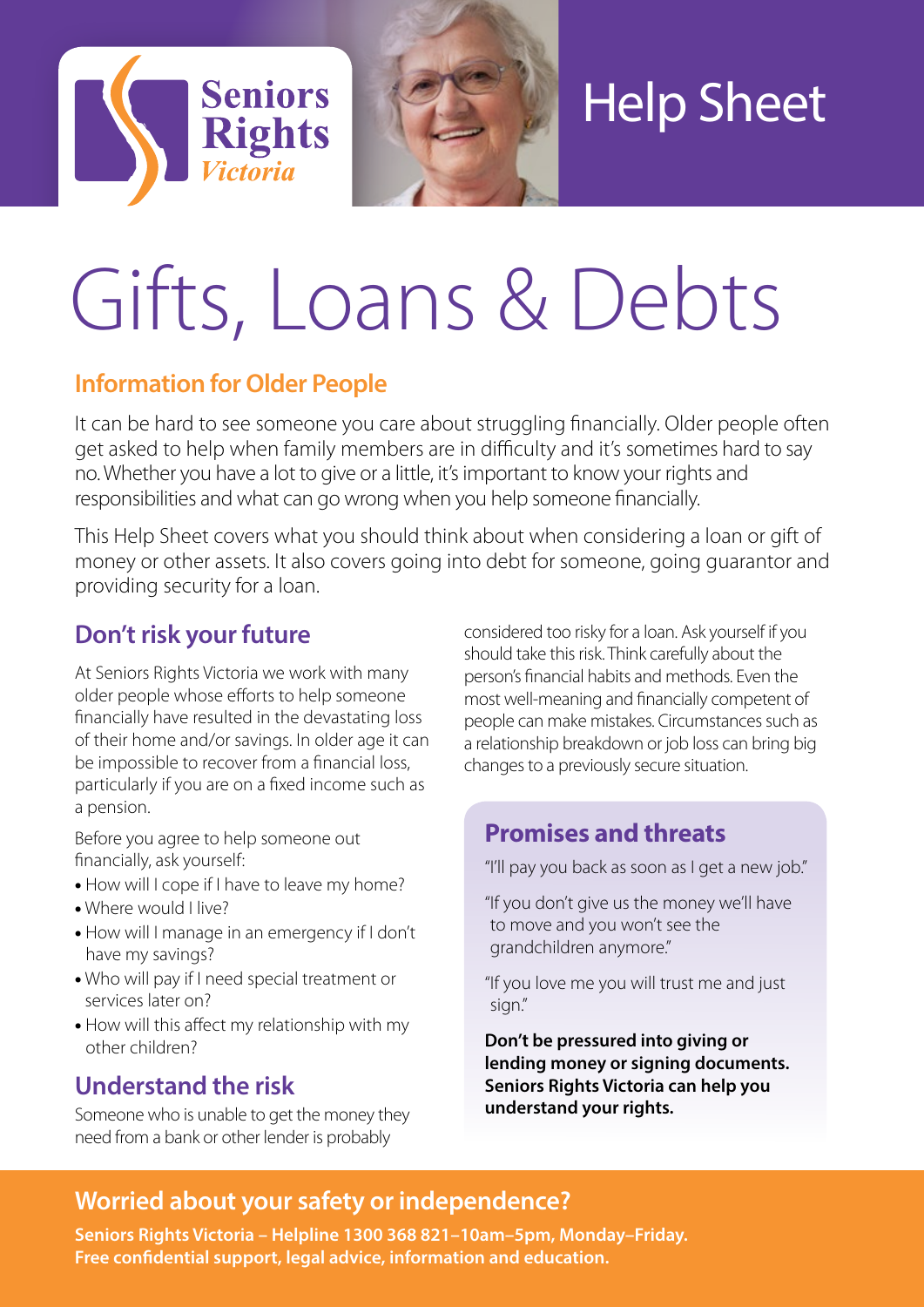Seniors Rights Victoria

Help Sheet

# Gifts, Loans & Debts

## Information for Older People

It can be hard to see someone you care about struggling financially. Older people often get asked to help when family members are in difficulty and it's sometimes hard to say no. Whether you have a lot to give or a little, it's important to know your rights and responsibilities and what can go wrong when you help someone financially.

This Help Sheet covers what you should think about when considering a loan or gift of money or other assets. It also covers going into debt for someone, going guarantor and providing security for a loan.

## Don't risk your future

At Seniors Rights Victoria we work with many older people whose efforts to help someone financially have resulted in the devastating loss of their home and/or savings. In older age it can be impossible to recover from a financial loss, particularly if you are on a fixed income such as a pension.

Before you agree to help someone out financially, ask yourself:

- How will I cope if I have to leave my home?
- Where would I live?
- How will I manage in an emergency if I don't have my savings?
- Who will pay if I need special treatment or services later on?
- How will this affect my relationship with my other children?

## Understand the risk

Someone who is unable to get the money they need from a bank or other lender is probably considered too risky for a loan. Ask yourself if you should take this risk. Think carefully about the person's financial habits and methods. Even the most well-meaning and financially competent of people can make mistakes. Circumstances such as a relationship breakdown or job loss can bring big changes to a previously secure situation.

## Promises and threats

"I'll pay you back as soon as I get a new job."

"If you don't give us the money we'll have to move and you won't see the grandchildren anymore."

"If you love me you will trust me and just sign."

**Don't be pressured into giving or lending money or signing documents. Seniors Rights Victoria can help you understand your rights.**

## Worried about your safety or independence?

**Seniors Rights Victoria – Helpline 1300 368 821–10am–5pm, Monday–Friday.**
**Free confidential support, legal advice, information and education.**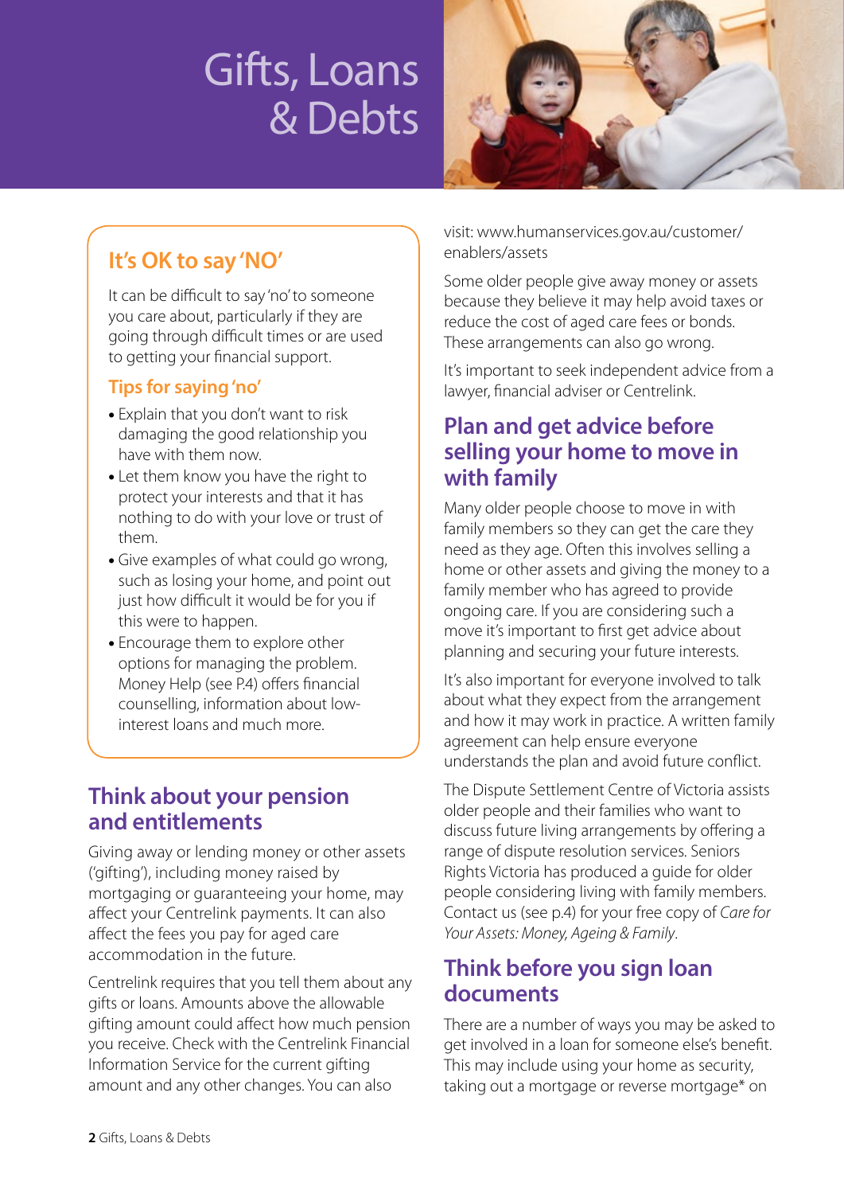# Gifts, Loans & Debts

## It's OK to say 'NO'

It can be difficult to say 'no' to someone you care about, particularly if they are going through difficult times or are used to getting your financial support.

### Tips for saying 'no'

- Explain that you don't want to risk damaging the good relationship you have with them now.
- Let them know you have the right to protect your interests and that it has nothing to do with your love or trust of them.
- Give examples of what could go wrong, such as losing your home, and point out just how difficult it would be for you if this were to happen.
- Encourage them to explore other options for managing the problem. Money Help (see P.4) offers financial counselling, information about low-interest loans and much more.

## Think about your pension and entitlements

Giving away or lending money or other assets ('gifting'), including money raised by mortgaging or guaranteeing your home, may affect your Centrelink payments. It can also affect the fees you pay for aged care accommodation in the future.

Centrelink requires that you tell them about any gifts or loans. Amounts above the allowable gifting amount could affect how much pension you receive. Check with the Centrelink Financial Information Service for the current gifting amount and any other changes. You can also visit: www.humanservices.gov.au/customer/enablers/assets

Some older people give away money or assets because they believe it may help avoid taxes or reduce the cost of aged care fees or bonds. These arrangements can also go wrong.

It's important to seek independent advice from a lawyer, financial adviser or Centrelink.

## Plan and get advice before selling your home to move in with family

Many older people choose to move in with family members so they can get the care they need as they age. Often this involves selling a home or other assets and giving the money to a family member who has agreed to provide ongoing care. If you are considering such a move it's important to first get advice about planning and securing your future interests.

It's also important for everyone involved to talk about what they expect from the arrangement and how it may work in practice. A written family agreement can help ensure everyone understands the plan and avoid future conflict.

The Dispute Settlement Centre of Victoria assists older people and their families who want to discuss future living arrangements by offering a range of dispute resolution services. Seniors Rights Victoria has produced a guide for older people considering living with family members. Contact us (see p.4) for your free copy of *Care for Your Assets: Money, Ageing & Family*.

## Think before you sign loan documents

There are a number of ways you may be asked to get involved in a loan for someone else's benefit. This may include using your home as security, taking out a mortgage or reverse mortgage* on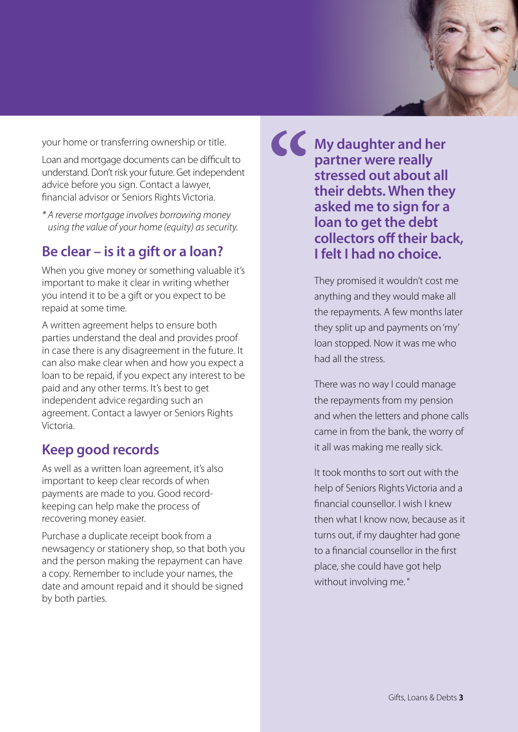your home or transferring ownership or title.

Loan and mortgage documents can be difficult to understand. Don't risk your future. Get independent advice before you sign. Contact a lawyer, financial advisor or Seniors Rights Victoria.

** A reverse mortgage involves borrowing money using the value of your home (equity) as security.*

## Be clear – is it a gift or a loan?

When you give money or something valuable it's important to make it clear in writing whether you intend it to be a gift or you expect to be repaid at some time.

A written agreement helps to ensure both parties understand the deal and provides proof in case there is any disagreement in the future. It can also make clear when and how you expect a loan to be repaid, if you expect any interest to be paid and any other terms. It's best to get independent advice regarding such an agreement. Contact a lawyer or Seniors Rights Victoria.

## Keep good records

As well as a written loan agreement, it's also important to keep clear records of when payments are made to you. Good record-keeping can help make the process of recovering money easier.

Purchase a duplicate receipt book from a newsagency or stationery shop, so that both you and the person making the repayment can have a copy. Remember to include your names, the date and amount repaid and it should be signed by both parties.

**"My daughter and her partner were really stressed out about all their debts. When they asked me to sign for a loan to get the debt collectors off their back, I felt I had no choice.**

They promised it wouldn't cost me anything and they would make all the repayments. A few months later they split up and payments on 'my' loan stopped. Now it was me who had all the stress.

There was no way I could manage the repayments from my pension and when the letters and phone calls came in from the bank, the worry of it all was making me really sick.

It took months to sort out with the help of Seniors Rights Victoria and a financial counsellor. I wish I knew then what I know now, because as it turns out, if my daughter had gone to a financial counsellor in the first place, she could have got help without involving me."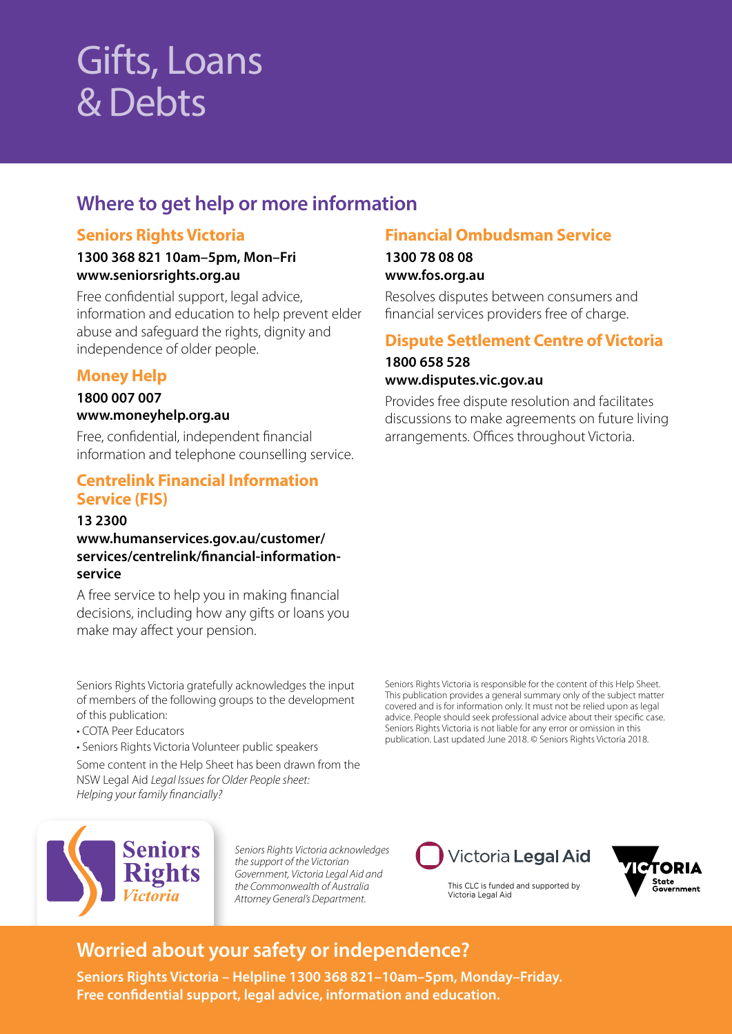# Gifts, Loans & Debts

## Where to get help or more information

### Seniors Rights Victoria

**1300 368 821 10am–5pm, Mon–Fri**
**www.seniorsrights.org.au**

Free confidential support, legal advice, information and education to help prevent elder abuse and safeguard the rights, dignity and independence of older people.

### Money Help

**1800 007 007**
**www.moneyhelp.org.au**

Free, confidential, independent financial information and telephone counselling service.

### Centrelink Financial Information Service (FIS)

**13 2300**
**www.humanservices.gov.au/customer/services/centrelink/financial-information-service**

A free service to help you in making financial decisions, including how any gifts or loans you make may affect your pension.

### Financial Ombudsman Service

**1300 78 08 08**
**www.fos.org.au**

Resolves disputes between consumers and financial services providers free of charge.

### Dispute Settlement Centre of Victoria

**1800 658 528**
**www.disputes.vic.gov.au**

Provides free dispute resolution and facilitates discussions to make agreements on future living arrangements. Offices throughout Victoria.

Seniors Rights Victoria gratefully acknowledges the input of members of the following groups to the development of this publication:

- COTA Peer Educators
- Seniors Rights Victoria Volunteer public speakers

Some content in the Help Sheet has been drawn from the NSW Legal Aid *Legal Issues for Older People sheet: Helping your family financially?*

Seniors Rights Victoria is responsible for the content of this Help Sheet. This publication provides a general summary only of the subject matter covered and is for information only. It must not be relied upon as legal advice. People should seek professional advice about their specific case. Seniors Rights Victoria is not liable for any error or omission in this publication. Last updated June 2018. © Seniors Rights Victoria 2018.

Seniors Rights Victoria

*Seniors Rights Victoria acknowledges the support of the Victorian Government, Victoria Legal Aid and the Commonwealth of Australia Attorney General's Department.*

Victoria Legal Aid

This CLC is funded and supported by Victoria Legal Aid

Victoria State Government

## Worried about your safety or independence?

**Seniors Rights Victoria – Helpline 1300 368 821–10am–5pm, Monday–Friday.**
**Free confidential support, legal advice, information and education.**